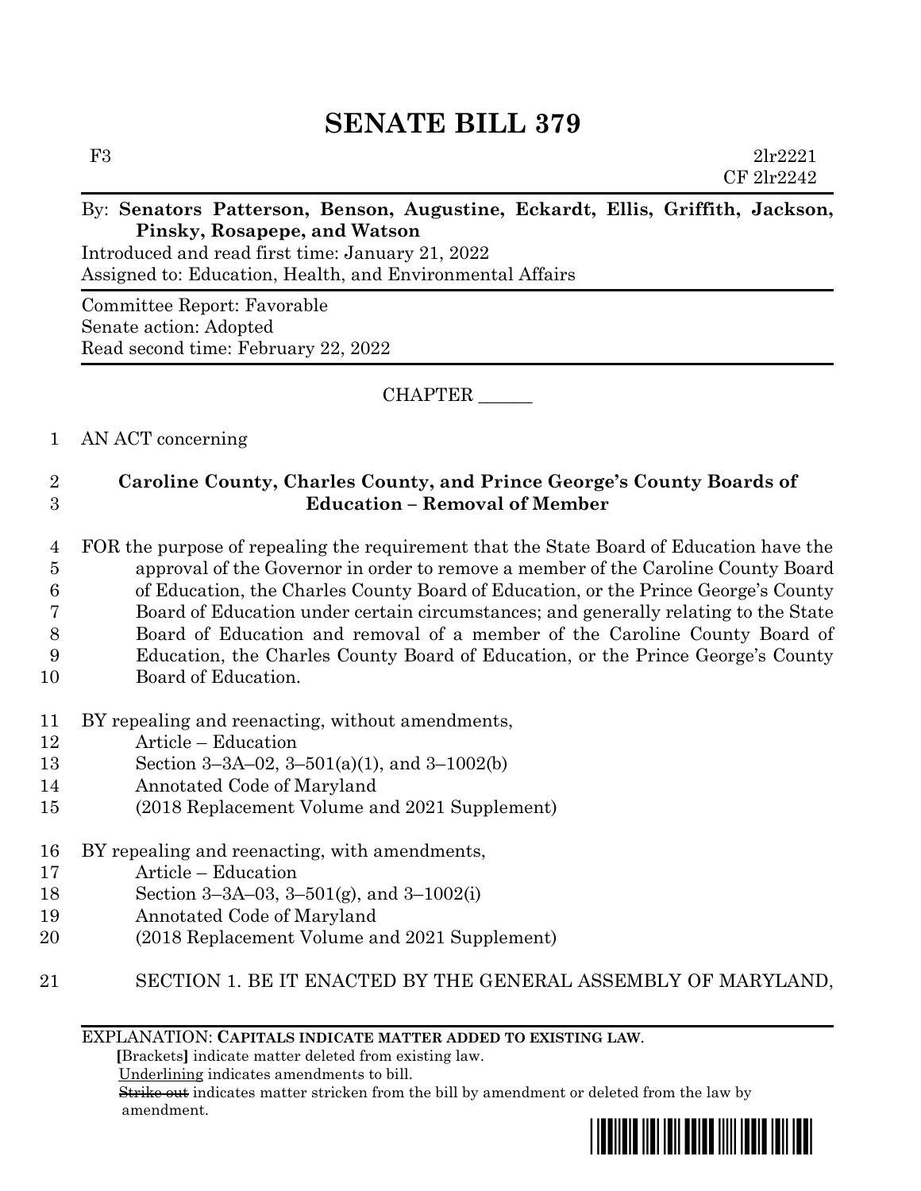# SENATE BILL 379

F3 2lr2221
CF 2lr2242

By: **Senators Patterson, Benson, Augustine, Eckardt, Ellis, Griffith, Jackson, Pinsky, Rosapepe, and Watson**

Introduced and read first time: January 21, 2022
Assigned to: Education, Health, and Environmental Affairs

Committee Report: Favorable
Senate action: Adopted
Read second time: February 22, 2022

CHAPTER ______

1 AN ACT concerning

2 **Caroline County, Charles County, and Prince George's County Boards of**
3 **Education – Removal of Member**

4 FOR the purpose of repealing the requirement that the State Board of Education have the
5 approval of the Governor in order to remove a member of the Caroline County Board
6 of Education, the Charles County Board of Education, or the Prince George's County
7 Board of Education under certain circumstances; and generally relating to the State
8 Board of Education and removal of a member of the Caroline County Board of
9 Education, the Charles County Board of Education, or the Prince George's County
10 Board of Education.

11 BY repealing and reenacting, without amendments,
12 Article – Education
13 Section 3–3A–02, 3–501(a)(1), and 3–1002(b)
14 Annotated Code of Maryland
15 (2018 Replacement Volume and 2021 Supplement)

16 BY repealing and reenacting, with amendments,
17 Article – Education
18 Section 3–3A–03, 3–501(g), and 3–1002(i)
19 Annotated Code of Maryland
20 (2018 Replacement Volume and 2021 Supplement)

21 SECTION 1. BE IT ENACTED BY THE GENERAL ASSEMBLY OF MARYLAND,

EXPLANATION: **CAPITALS INDICATE MATTER ADDED TO EXISTING LAW.**
**[**Brackets**]** indicate matter deleted from existing law.
Underlining indicates amendments to bill.
~~Strike out~~ indicates matter stricken from the bill by amendment or deleted from the law by amendment.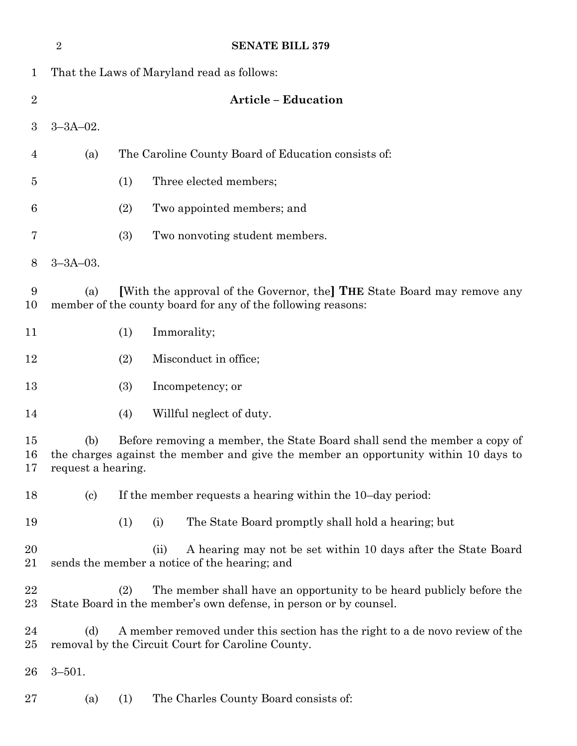That the Laws of Maryland read as follows:

**Article – Education**

3–3A–02.

(a) The Caroline County Board of Education consists of:

(1) Three elected members;

(2) Two appointed members; and

(3) Two nonvoting student members.

3–3A–03.

(a) **[**With the approval of the Governor, the**]** **THE** State Board may remove any member of the county board for any of the following reasons:

(1) Immorality;

(2) Misconduct in office;

(3) Incompetency; or

(4) Willful neglect of duty.

(b) Before removing a member, the State Board shall send the member a copy of the charges against the member and give the member an opportunity within 10 days to request a hearing.

(c) If the member requests a hearing within the 10–day period:

(1) (i) The State Board promptly shall hold a hearing; but

(ii) A hearing may not be set within 10 days after the State Board sends the member a notice of the hearing; and

(2) The member shall have an opportunity to be heard publicly before the State Board in the member's own defense, in person or by counsel.

(d) A member removed under this section has the right to a de novo review of the removal by the Circuit Court for Caroline County.

3–501.

(a) (1) The Charles County Board consists of: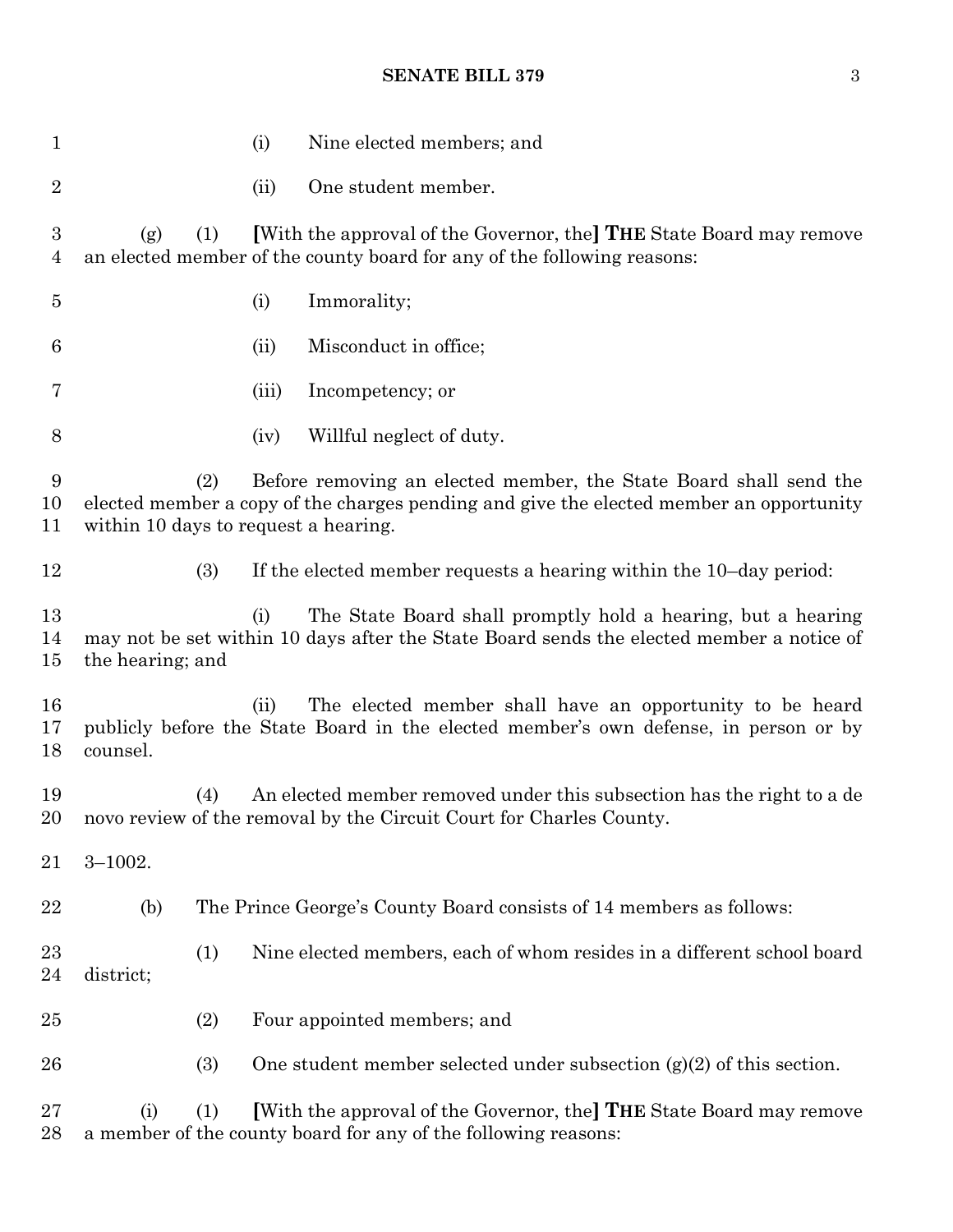(i) Nine elected members; and

(ii) One student member.

(g) (1) [With the approval of the Governor, the] **THE** State Board may remove an elected member of the county board for any of the following reasons:

(i) Immorality;

(ii) Misconduct in office;

(iii) Incompetency; or

(iv) Willful neglect of duty.

(2) Before removing an elected member, the State Board shall send the elected member a copy of the charges pending and give the elected member an opportunity within 10 days to request a hearing.

(3) If the elected member requests a hearing within the 10–day period:

(i) The State Board shall promptly hold a hearing, but a hearing may not be set within 10 days after the State Board sends the elected member a notice of the hearing; and

(ii) The elected member shall have an opportunity to be heard publicly before the State Board in the elected member's own defense, in person or by counsel.

(4) An elected member removed under this subsection has the right to a de novo review of the removal by the Circuit Court for Charles County.

3–1002.

(b) The Prince George's County Board consists of 14 members as follows:

(1) Nine elected members, each of whom resides in a different school board district;

(2) Four appointed members; and

(3) One student member selected under subsection (g)(2) of this section.

(i) (1) [With the approval of the Governor, the] **THE** State Board may remove a member of the county board for any of the following reasons: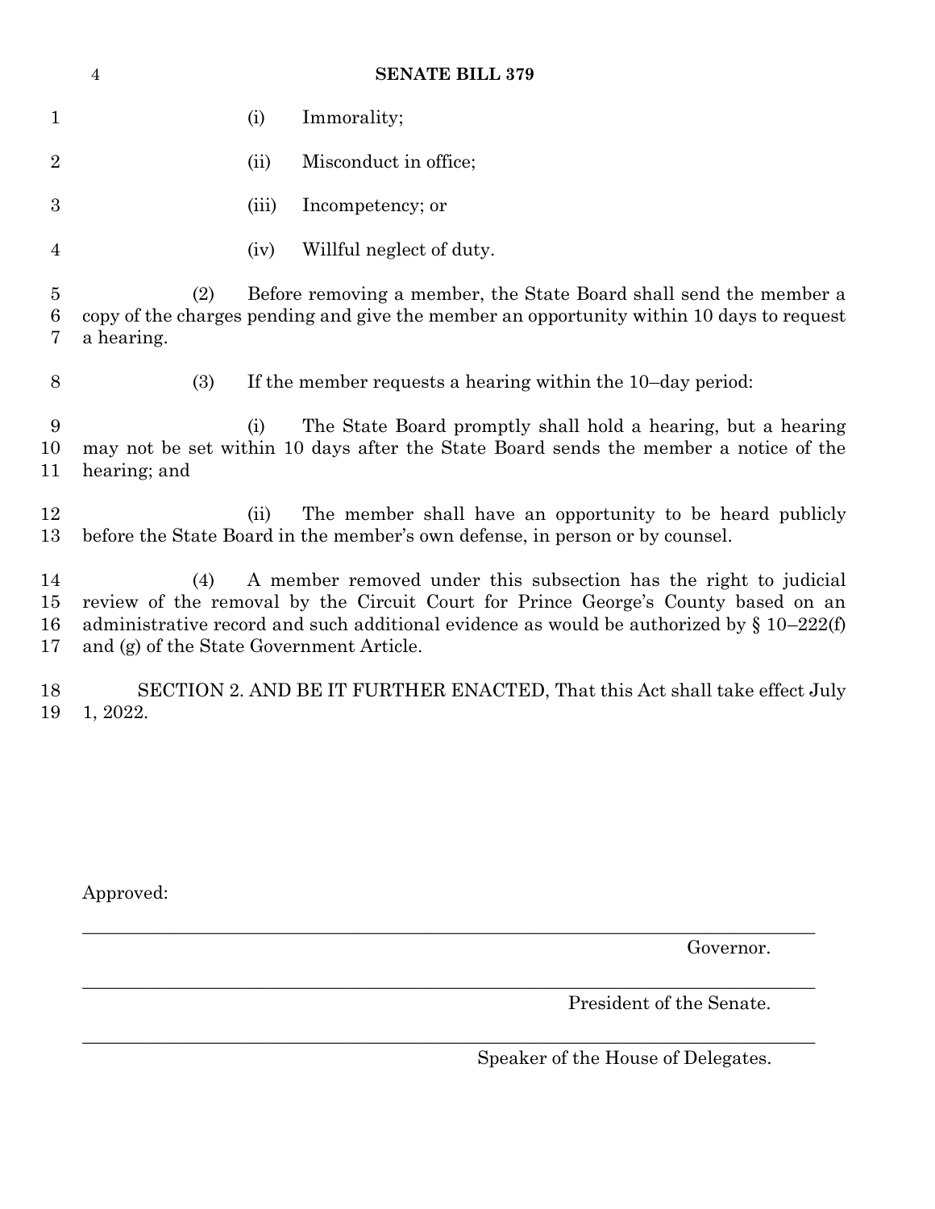(i) Immorality;

(ii) Misconduct in office;

(iii) Incompetency; or

(iv) Willful neglect of duty.

(2) Before removing a member, the State Board shall send the member a copy of the charges pending and give the member an opportunity within 10 days to request a hearing.

(3) If the member requests a hearing within the 10–day period:

(i) The State Board promptly shall hold a hearing, but a hearing may not be set within 10 days after the State Board sends the member a notice of the hearing; and

(ii) The member shall have an opportunity to be heard publicly before the State Board in the member's own defense, in person or by counsel.

(4) A member removed under this subsection has the right to judicial review of the removal by the Circuit Court for Prince George's County based on an administrative record and such additional evidence as would be authorized by § 10–222(f) and (g) of the State Government Article.

SECTION 2. AND BE IT FURTHER ENACTED, That this Act shall take effect July 1, 2022.

Approved:

\_\_\_\_\_\_\_\_\_\_\_\_\_\_\_\_\_\_\_\_\_\_\_\_\_\_\_\_\_\_\_\_\_\_\_\_\_\_\_\_\_\_\_\_\_\_\_\_\_\_\_\_\_\_\_\_

Governor.

\_\_\_\_\_\_\_\_\_\_\_\_\_\_\_\_\_\_\_\_\_\_\_\_\_\_\_\_\_\_\_\_\_\_\_\_\_\_\_\_\_\_\_\_\_\_\_\_\_\_\_\_\_\_\_\_

President of the Senate.

\_\_\_\_\_\_\_\_\_\_\_\_\_\_\_\_\_\_\_\_\_\_\_\_\_\_\_\_\_\_\_\_\_\_\_\_\_\_\_\_\_\_\_\_\_\_\_\_\_\_\_\_\_\_\_\_

Speaker of the House of Delegates.